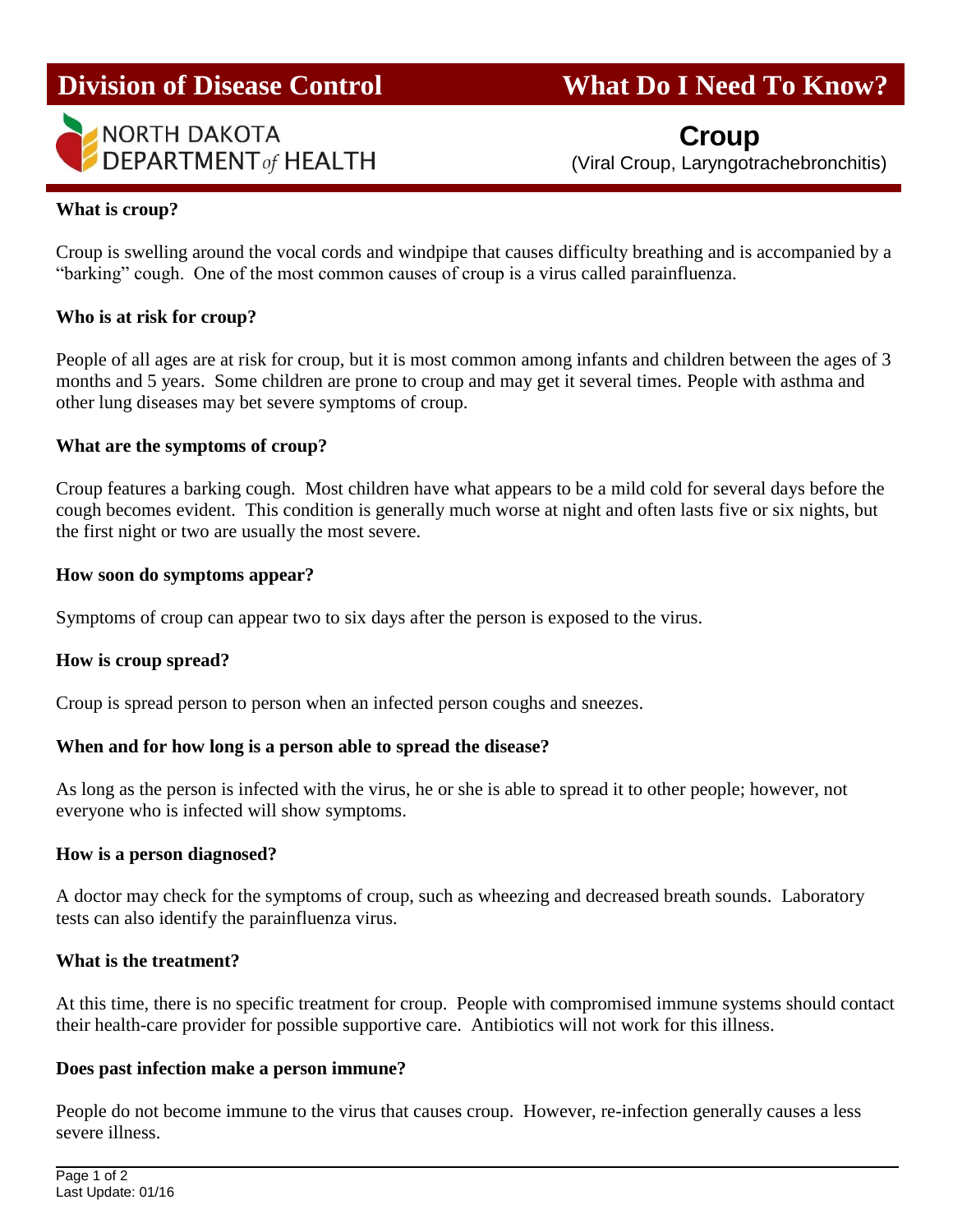# Division of Disease Control — What Do I Need To Know?

NORTH DAKOTA DEPARTMENT *of* HEALTH

## Croup

(Viral Croup, Laryngotrachebronchitis)

**What is croup?**

Croup is swelling around the vocal cords and windpipe that causes difficulty breathing and is accompanied by a "barking" cough. One of the most common causes of croup is a virus called parainfluenza.

**Who is at risk for croup?**

People of all ages are at risk for croup, but it is most common among infants and children between the ages of 3 months and 5 years. Some children are prone to croup and may get it several times. People with asthma and other lung diseases may bet severe symptoms of croup.

**What are the symptoms of croup?**

Croup features a barking cough. Most children have what appears to be a mild cold for several days before the cough becomes evident. This condition is generally much worse at night and often lasts five or six nights, but the first night or two are usually the most severe.

**How soon do symptoms appear?**

Symptoms of croup can appear two to six days after the person is exposed to the virus.

**How is croup spread?**

Croup is spread person to person when an infected person coughs and sneezes.

**When and for how long is a person able to spread the disease?**

As long as the person is infected with the virus, he or she is able to spread it to other people; however, not everyone who is infected will show symptoms.

**How is a person diagnosed?**

A doctor may check for the symptoms of croup, such as wheezing and decreased breath sounds. Laboratory tests can also identify the parainfluenza virus.

**What is the treatment?**

At this time, there is no specific treatment for croup. People with compromised immune systems should contact their health-care provider for possible supportive care. Antibiotics will not work for this illness.

**Does past infection make a person immune?**

People do not become immune to the virus that causes croup. However, re-infection generally causes a less severe illness.

Last Update: 01/16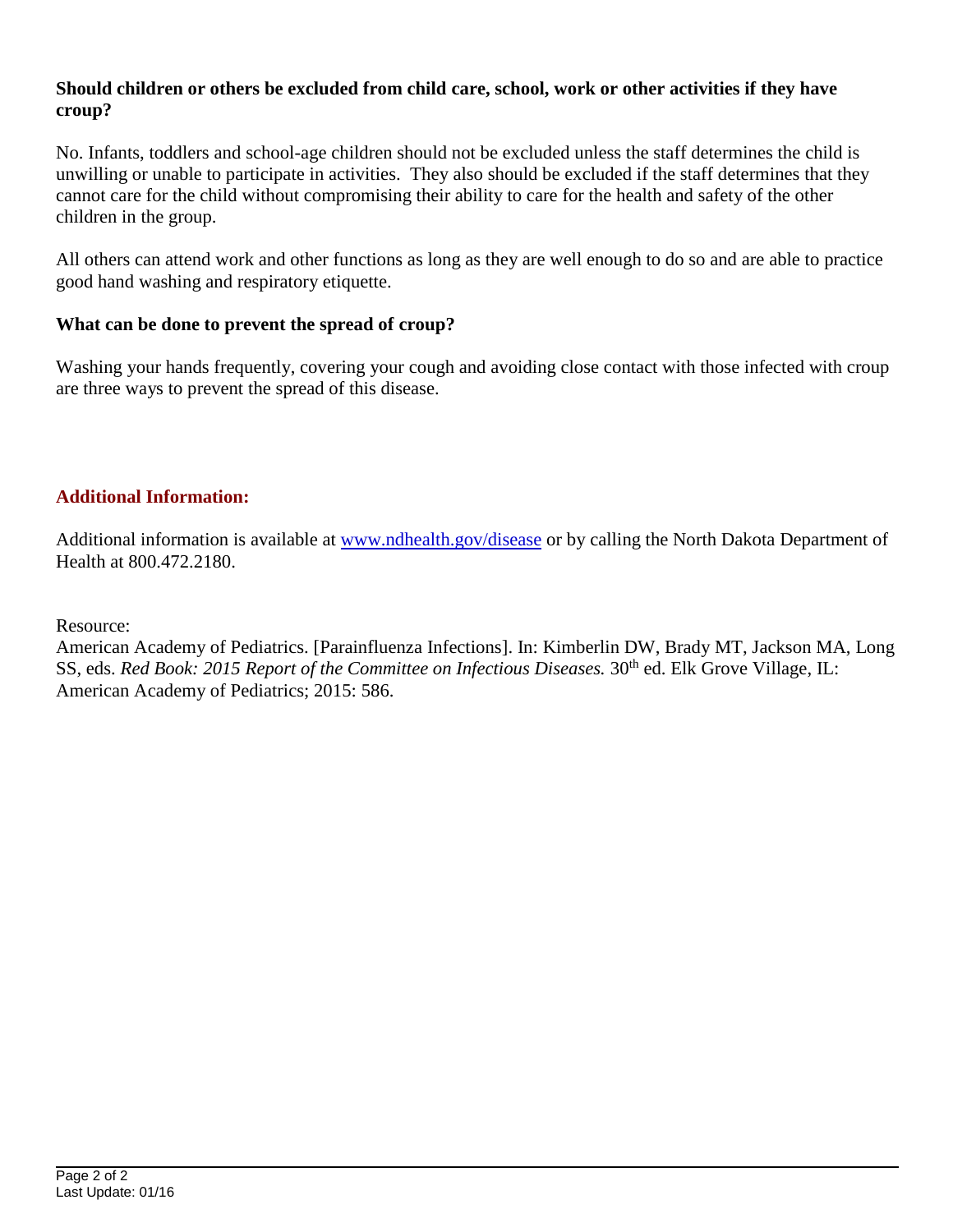**Should children or others be excluded from child care, school, work or other activities if they have croup?**

No. Infants, toddlers and school-age children should not be excluded unless the staff determines the child is unwilling or unable to participate in activities. They also should be excluded if the staff determines that they cannot care for the child without compromising their ability to care for the health and safety of the other children in the group.

All others can attend work and other functions as long as they are well enough to do so and are able to practice good hand washing and respiratory etiquette.

**What can be done to prevent the spread of croup?**

Washing your hands frequently, covering your cough and avoiding close contact with those infected with croup are three ways to prevent the spread of this disease.

## Additional Information:

Additional information is available at [www.ndhealth.gov/disease](http://www.ndhealth.gov/disease) or by calling the North Dakota Department of Health at 800.472.2180.

Resource:
American Academy of Pediatrics. [Parainfluenza Infections]. In: Kimberlin DW, Brady MT, Jackson MA, Long SS, eds. *Red Book: 2015 Report of the Committee on Infectious Diseases.* 30th ed. Elk Grove Village, IL: American Academy of Pediatrics; 2015: 586.

Last Update: 01/16